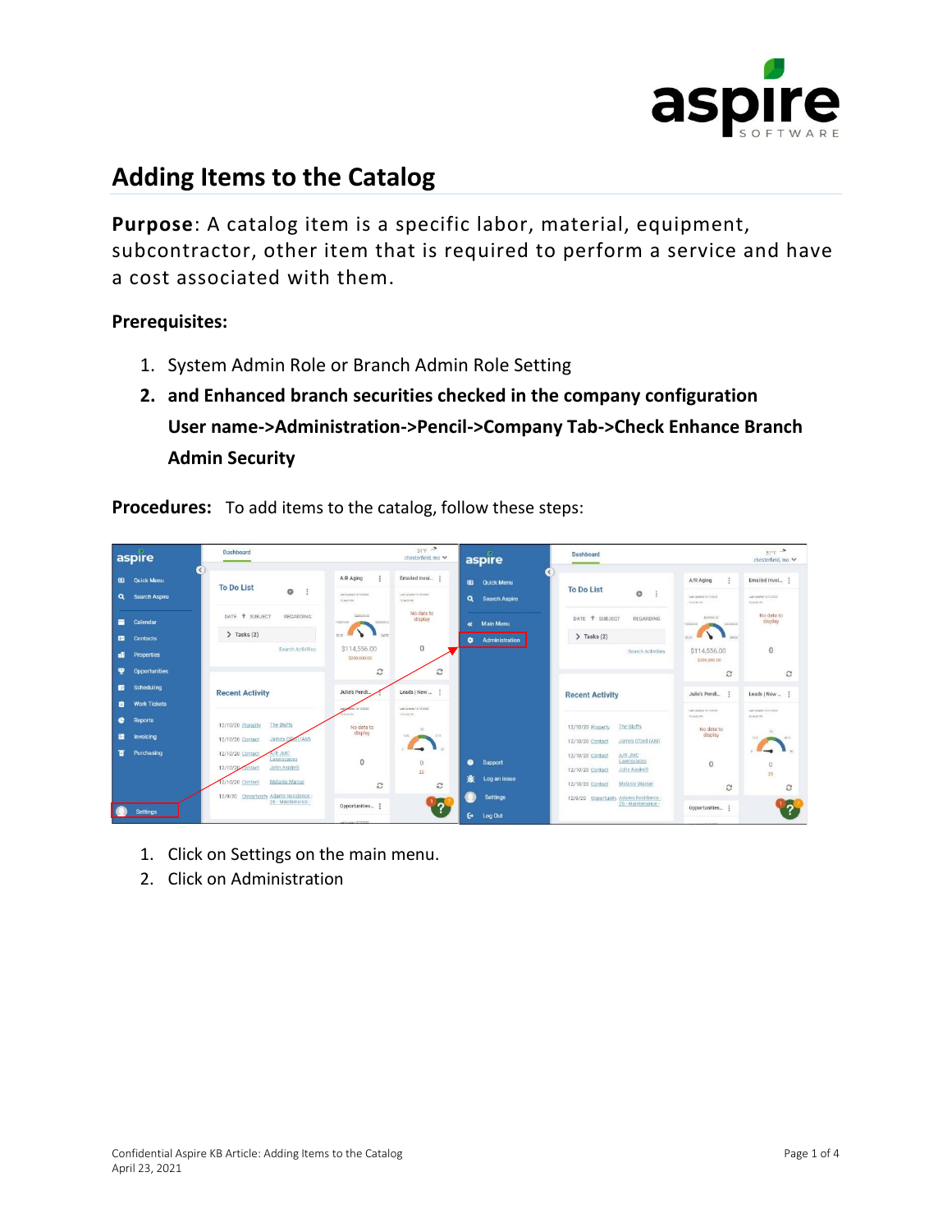# Adding Items to the Catalog

**Purpose**: A catalog item is a specific labor, material, equipment, subcontractor, other item that is required to perform a service and have a cost associated with them.

**Prerequisites:**

1. System Admin Role or Branch Admin Role Setting
2. **and Enhanced branch securities checked in the company configuration User name->Administration->Pencil->Company Tab->Check Enhance Branch Admin Security**

**Procedures:** To add items to the catalog, follow these steps:

1. Click on Settings on the main menu.
2. Click on Administration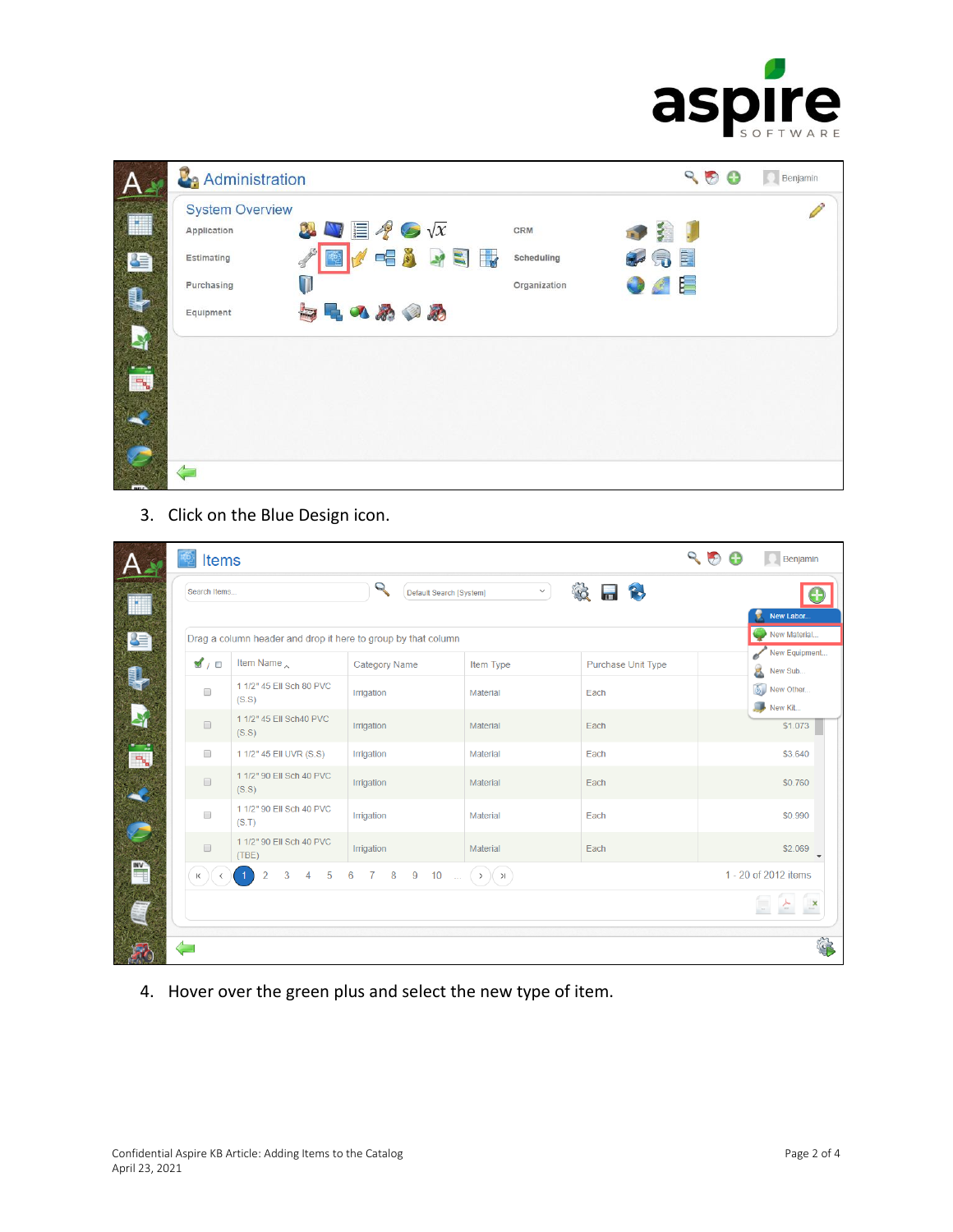3. Click on the Blue Design icon.

4. Hover over the green plus and select the new type of item.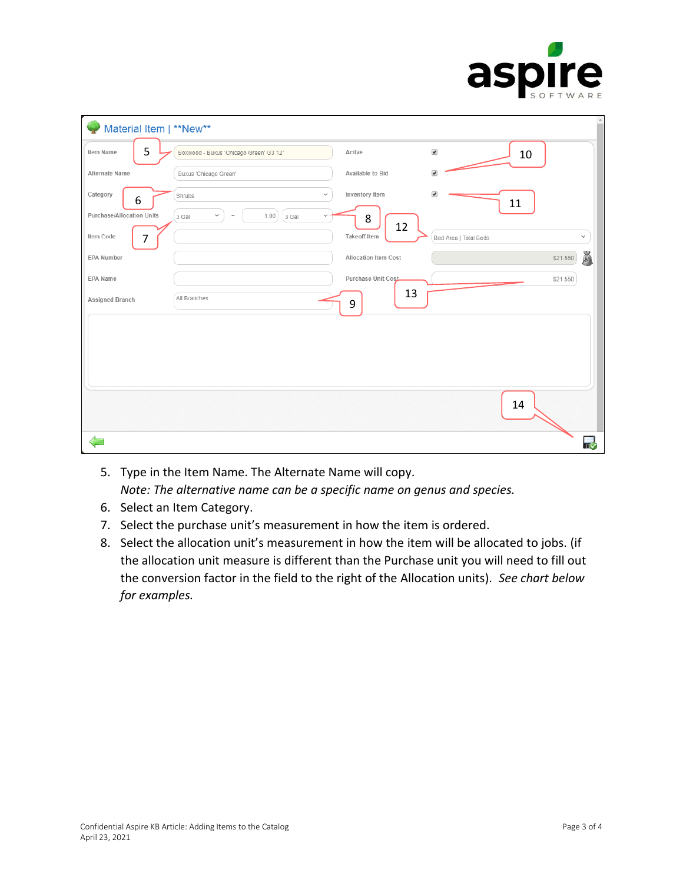5. Type in the Item Name. The Alternate Name will copy.
   *Note: The alternative name can be a specific name on genus and species.*
6. Select an Item Category.
7. Select the purchase unit's measurement in how the item is ordered.
8. Select the allocation unit's measurement in how the item will be allocated to jobs. (if the allocation unit measure is different than the Purchase unit you will need to fill out the conversion factor in the field to the right of the Allocation units). *See chart below for examples.*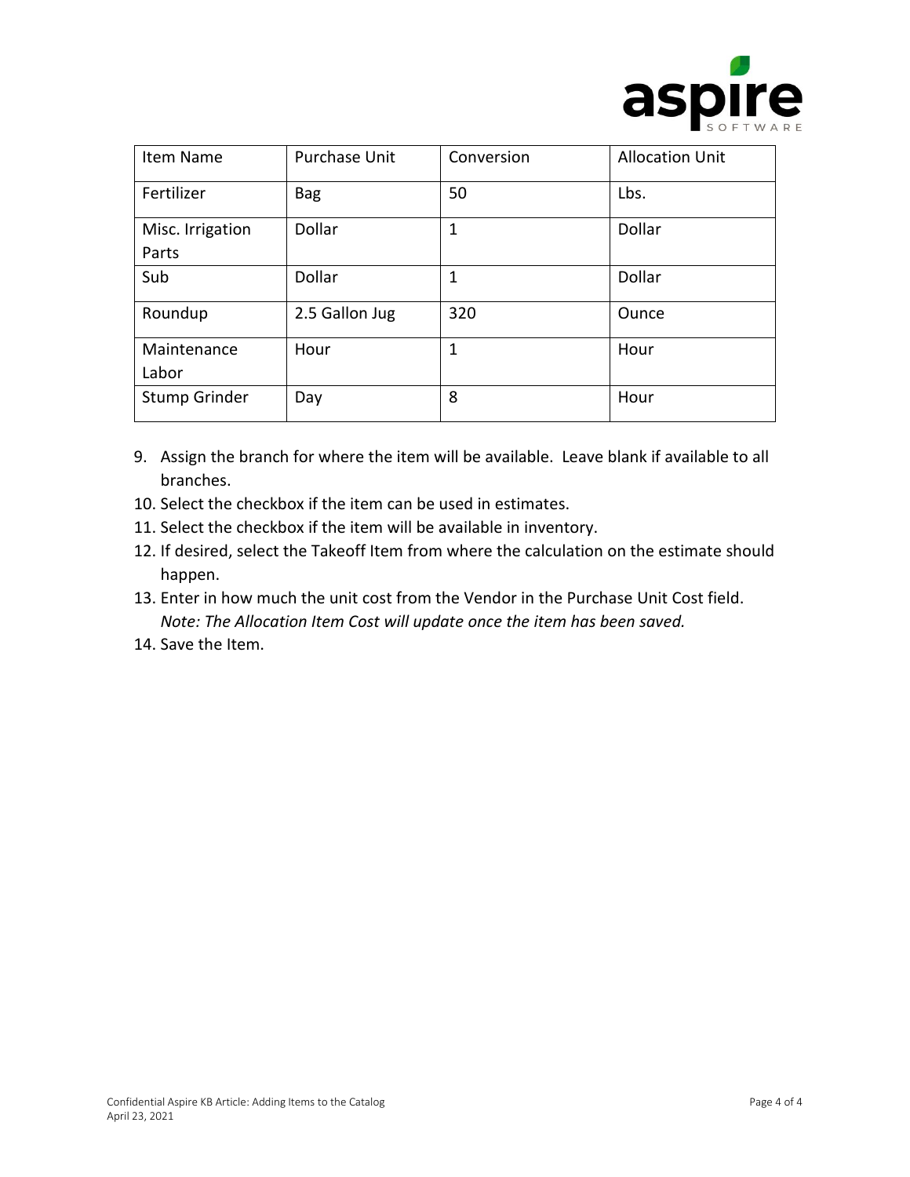| Item Name | Purchase Unit | Conversion | Allocation Unit |
| --- | --- | --- | --- |
| Fertilizer | Bag | 50 | Lbs. |
| Misc. Irrigation Parts | Dollar | 1 | Dollar |
| Sub | Dollar | 1 | Dollar |
| Roundup | 2.5 Gallon Jug | 320 | Ounce |
| Maintenance Labor | Hour | 1 | Hour |
| Stump Grinder | Day | 8 | Hour |

9. Assign the branch for where the item will be available. Leave blank if available to all branches.
10. Select the checkbox if the item can be used in estimates.
11. Select the checkbox if the item will be available in inventory.
12. If desired, select the Takeoff Item from where the calculation on the estimate should happen.
13. Enter in how much the unit cost from the Vendor in the Purchase Unit Cost field. *Note: The Allocation Item Cost will update once the item has been saved.*
14. Save the Item.